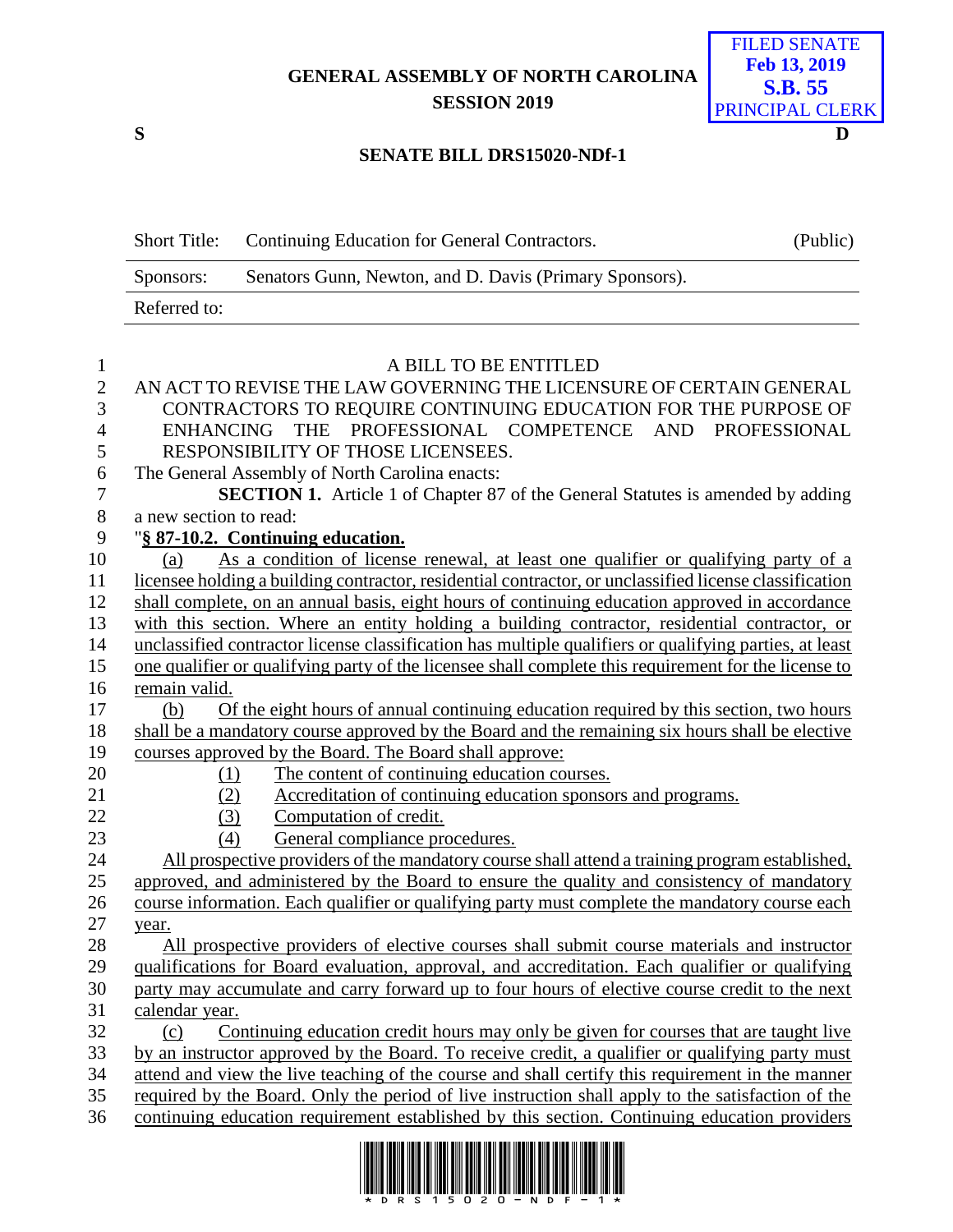GENERAL ASSEMBLY OF NORTH CAROLINA
SESSION 2019

FILED SENATE
Feb 13, 2019
S.B. 55
PRINCIPAL CLERK

S D

# SENATE BILL DRS15020-NDf-1

| Short Title: | Continuing Education for General Contractors. | (Public) |
|---|---|---|
| Sponsors: | Senators Gunn, Newton, and D. Davis (Primary Sponsors). | |
| Referred to: | | |

A BILL TO BE ENTITLED

AN ACT TO REVISE THE LAW GOVERNING THE LICENSURE OF CERTAIN GENERAL CONTRACTORS TO REQUIRE CONTINUING EDUCATION FOR THE PURPOSE OF ENHANCING THE PROFESSIONAL COMPETENCE AND PROFESSIONAL RESPONSIBILITY OF THOSE LICENSEES.

The General Assembly of North Carolina enacts:

**SECTION 1.** Article 1 of Chapter 87 of the General Statutes is amended by adding a new section to read:

"**§ 87-10.2. Continuing education.**

(a) As a condition of license renewal, at least one qualifier or qualifying party of a licensee holding a building contractor, residential contractor, or unclassified license classification shall complete, on an annual basis, eight hours of continuing education approved in accordance with this section. Where an entity holding a building contractor, residential contractor, or unclassified contractor license classification has multiple qualifiers or qualifying parties, at least one qualifier or qualifying party of the licensee shall complete this requirement for the license to remain valid.

(b) Of the eight hours of annual continuing education required by this section, two hours shall be a mandatory course approved by the Board and the remaining six hours shall be elective courses approved by the Board. The Board shall approve:

(1) The content of continuing education courses.
(2) Accreditation of continuing education sponsors and programs.
(3) Computation of credit.
(4) General compliance procedures.

All prospective providers of the mandatory course shall attend a training program established, approved, and administered by the Board to ensure the quality and consistency of mandatory course information. Each qualifier or qualifying party must complete the mandatory course each year.

All prospective providers of elective courses shall submit course materials and instructor qualifications for Board evaluation, approval, and accreditation. Each qualifier or qualifying party may accumulate and carry forward up to four hours of elective course credit to the next calendar year.

(c) Continuing education credit hours may only be given for courses that are taught live by an instructor approved by the Board. To receive credit, a qualifier or qualifying party must attend and view the live teaching of the course and shall certify this requirement in the manner required by the Board. Only the period of live instruction shall apply to the satisfaction of the continuing education requirement established by this section. Continuing education providers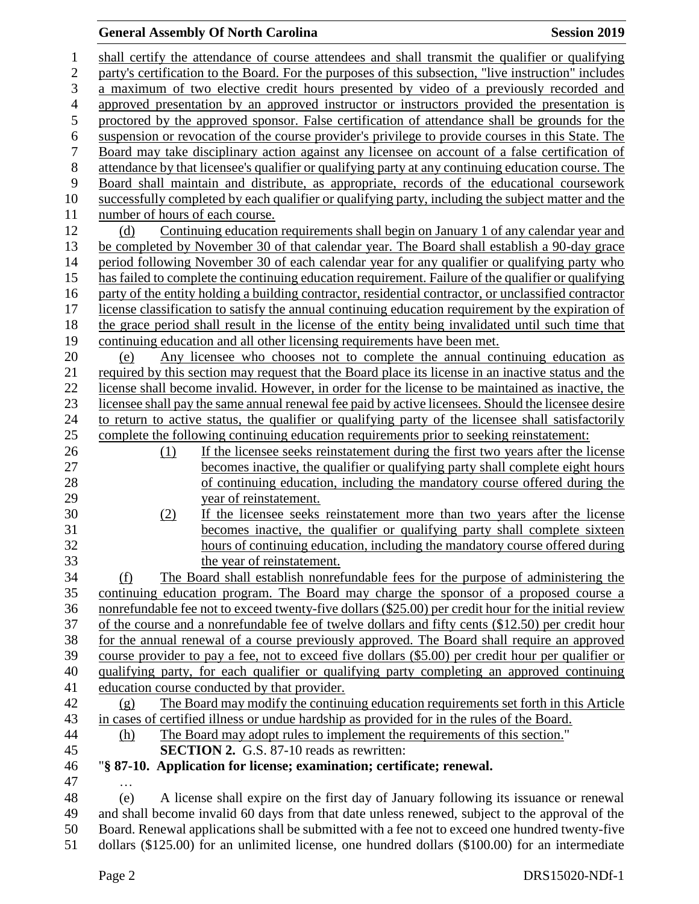shall certify the attendance of course attendees and shall transmit the qualifier or qualifying party's certification to the Board. For the purposes of this subsection, "live instruction" includes a maximum of two elective credit hours presented by video of a previously recorded and approved presentation by an approved instructor or instructors provided the presentation is proctored by the approved sponsor. False certification of attendance shall be grounds for the suspension or revocation of the course provider's privilege to provide courses in this State. The Board may take disciplinary action against any licensee on account of a false certification of attendance by that licensee's qualifier or qualifying party at any continuing education course. The Board shall maintain and distribute, as appropriate, records of the educational coursework successfully completed by each qualifier or qualifying party, including the subject matter and the number of hours of each course.

(d) Continuing education requirements shall begin on January 1 of any calendar year and be completed by November 30 of that calendar year. The Board shall establish a 90-day grace period following November 30 of each calendar year for any qualifier or qualifying party who has failed to complete the continuing education requirement. Failure of the qualifier or qualifying party of the entity holding a building contractor, residential contractor, or unclassified contractor license classification to satisfy the annual continuing education requirement by the expiration of the grace period shall result in the license of the entity being invalidated until such time that continuing education and all other licensing requirements have been met.

(e) Any licensee who chooses not to complete the annual continuing education as required by this section may request that the Board place its license in an inactive status and the license shall become invalid. However, in order for the license to be maintained as inactive, the licensee shall pay the same annual renewal fee paid by active licensees. Should the licensee desire to return to active status, the qualifier or qualifying party of the licensee shall satisfactorily complete the following continuing education requirements prior to seeking reinstatement:

(1) If the licensee seeks reinstatement during the first two years after the license becomes inactive, the qualifier or qualifying party shall complete eight hours of continuing education, including the mandatory course offered during the year of reinstatement.

(2) If the licensee seeks reinstatement more than two years after the license becomes inactive, the qualifier or qualifying party shall complete sixteen hours of continuing education, including the mandatory course offered during the year of reinstatement.

(f) The Board shall establish nonrefundable fees for the purpose of administering the continuing education program. The Board may charge the sponsor of a proposed course a nonrefundable fee not to exceed twenty-five dollars ($25.00) per credit hour for the initial review of the course and a nonrefundable fee of twelve dollars and fifty cents ($12.50) per credit hour for the annual renewal of a course previously approved. The Board shall require an approved course provider to pay a fee, not to exceed five dollars ($5.00) per credit hour per qualifier or qualifying party, for each qualifier or qualifying party completing an approved continuing education course conducted by that provider.

(g) The Board may modify the continuing education requirements set forth in this Article in cases of certified illness or undue hardship as provided for in the rules of the Board.

(h) The Board may adopt rules to implement the requirements of this section."

**SECTION 2.** G.S. 87-10 reads as rewritten:

"**§ 87-10. Application for license; examination; certificate; renewal.**

…

(e) A license shall expire on the first day of January following its issuance or renewal and shall become invalid 60 days from that date unless renewed, subject to the approval of the Board. Renewal applications shall be submitted with a fee not to exceed one hundred twenty-five dollars ($125.00) for an unlimited license, one hundred dollars ($100.00) for an intermediate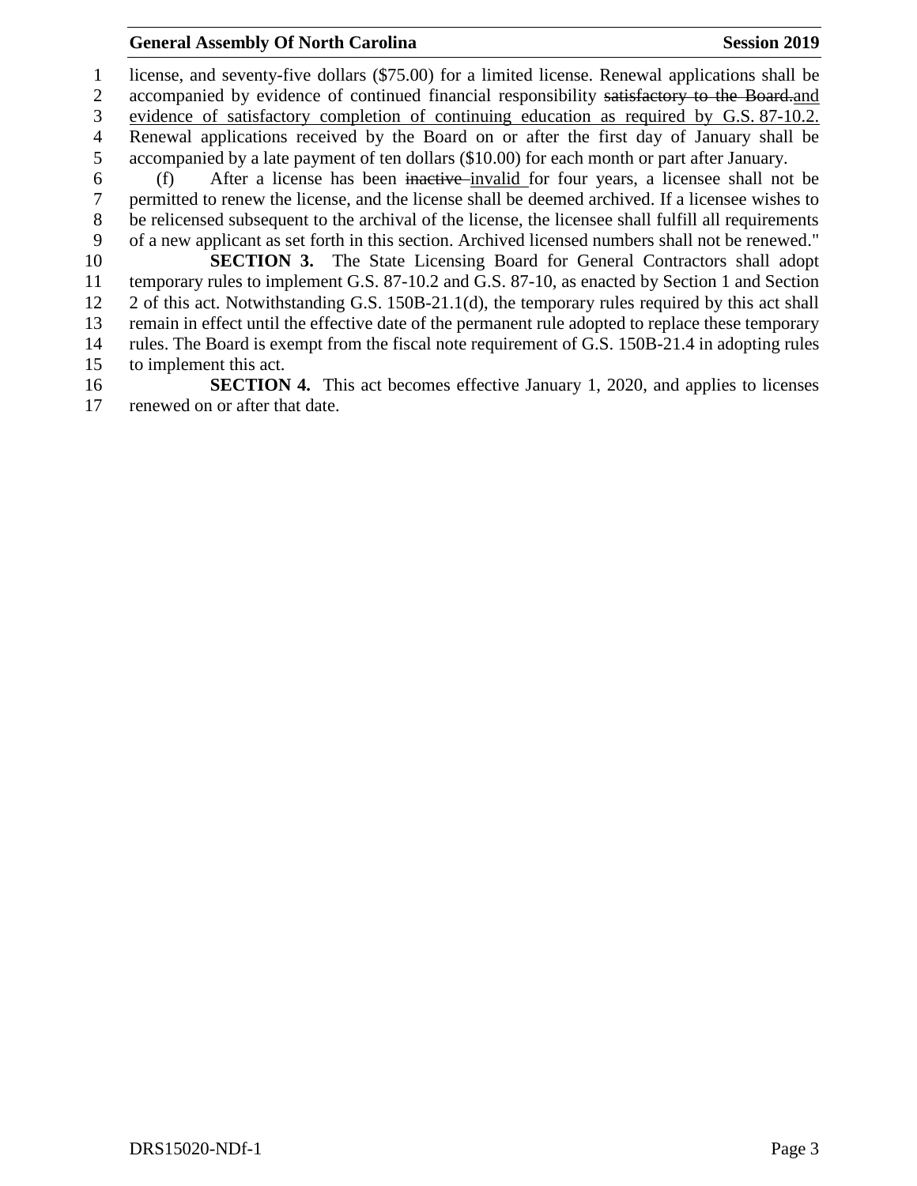license, and seventy-five dollars ($75.00) for a limited license. Renewal applications shall be accompanied by evidence of continued financial responsibility ~~satisfactory to the Board.~~and evidence of satisfactory completion of continuing education as required by G.S. 87-10.2. Renewal applications received by the Board on or after the first day of January shall be accompanied by a late payment of ten dollars ($10.00) for each month or part after January.

(f) After a license has been ~~inactive~~ invalid for four years, a licensee shall not be permitted to renew the license, and the license shall be deemed archived. If a licensee wishes to be relicensed subsequent to the archival of the license, the licensee shall fulfill all requirements of a new applicant as set forth in this section. Archived licensed numbers shall not be renewed."

**SECTION 3.** The State Licensing Board for General Contractors shall adopt temporary rules to implement G.S. 87-10.2 and G.S. 87-10, as enacted by Section 1 and Section 2 of this act. Notwithstanding G.S. 150B-21.1(d), the temporary rules required by this act shall remain in effect until the effective date of the permanent rule adopted to replace these temporary rules. The Board is exempt from the fiscal note requirement of G.S. 150B-21.4 in adopting rules to implement this act.

**SECTION 4.** This act becomes effective January 1, 2020, and applies to licenses renewed on or after that date.